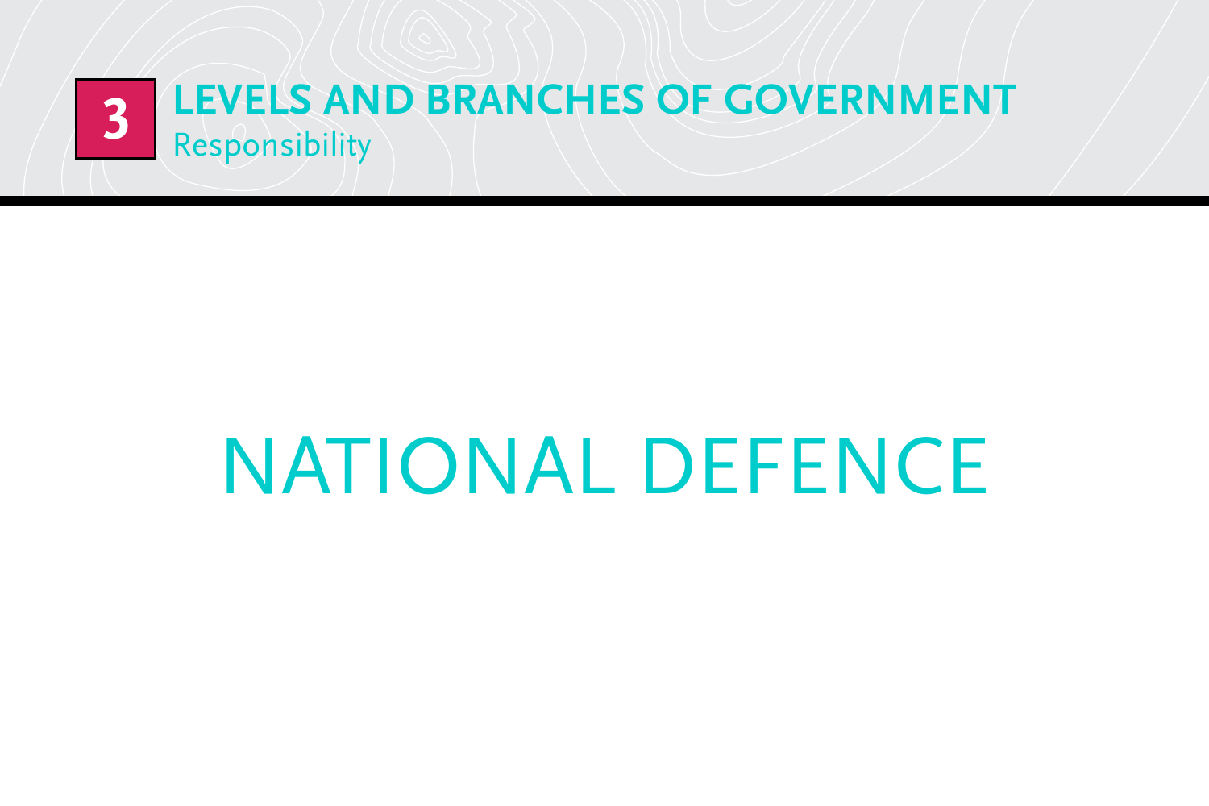# 3 LEVELS AND BRANCHES OF GOVERNMENT

## Responsibility

# NATIONAL DEFENCE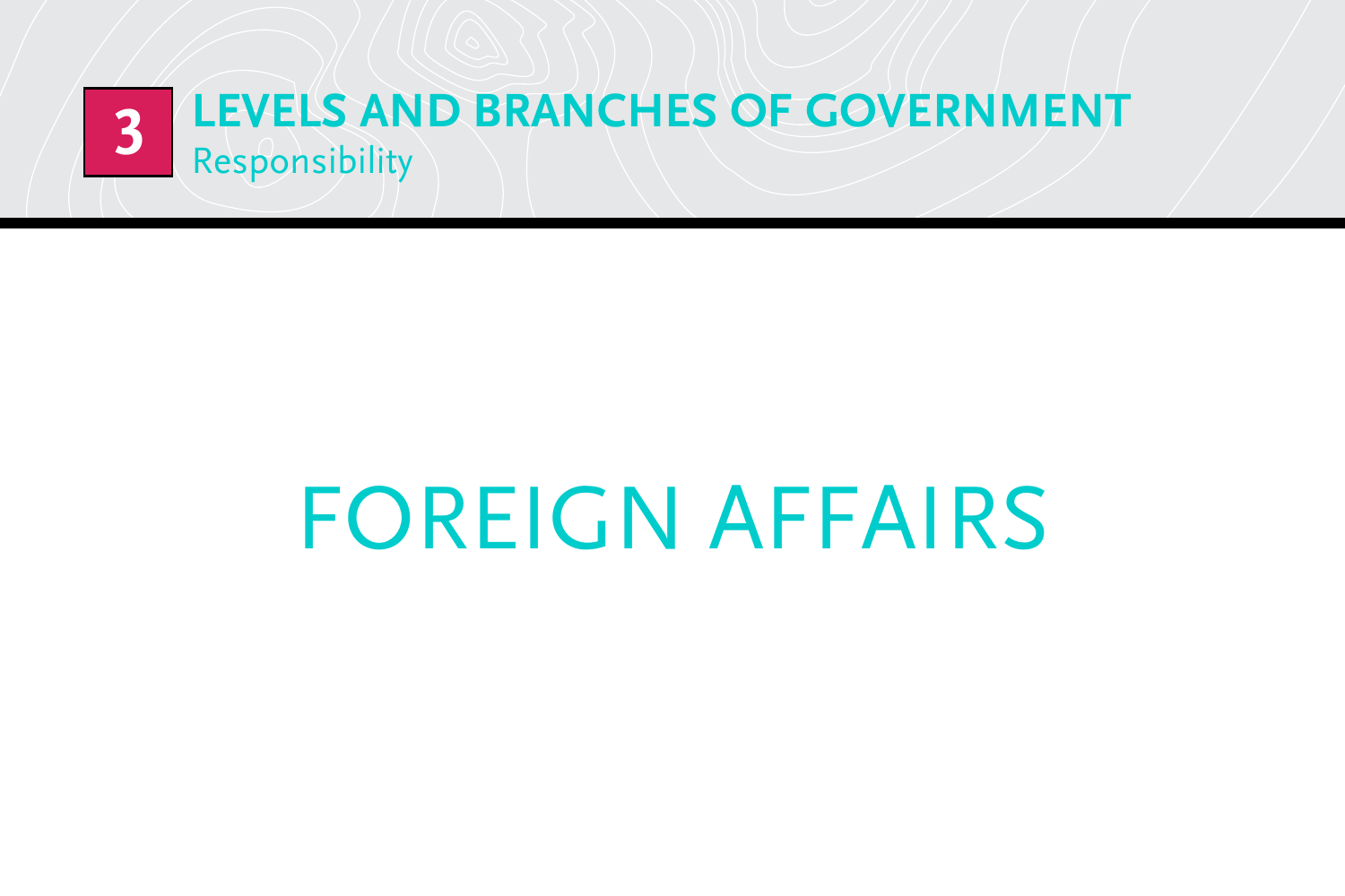# 3 LEVELS AND BRANCHES OF GOVERNMENT

Responsibility

## FOREIGN AFFAIRS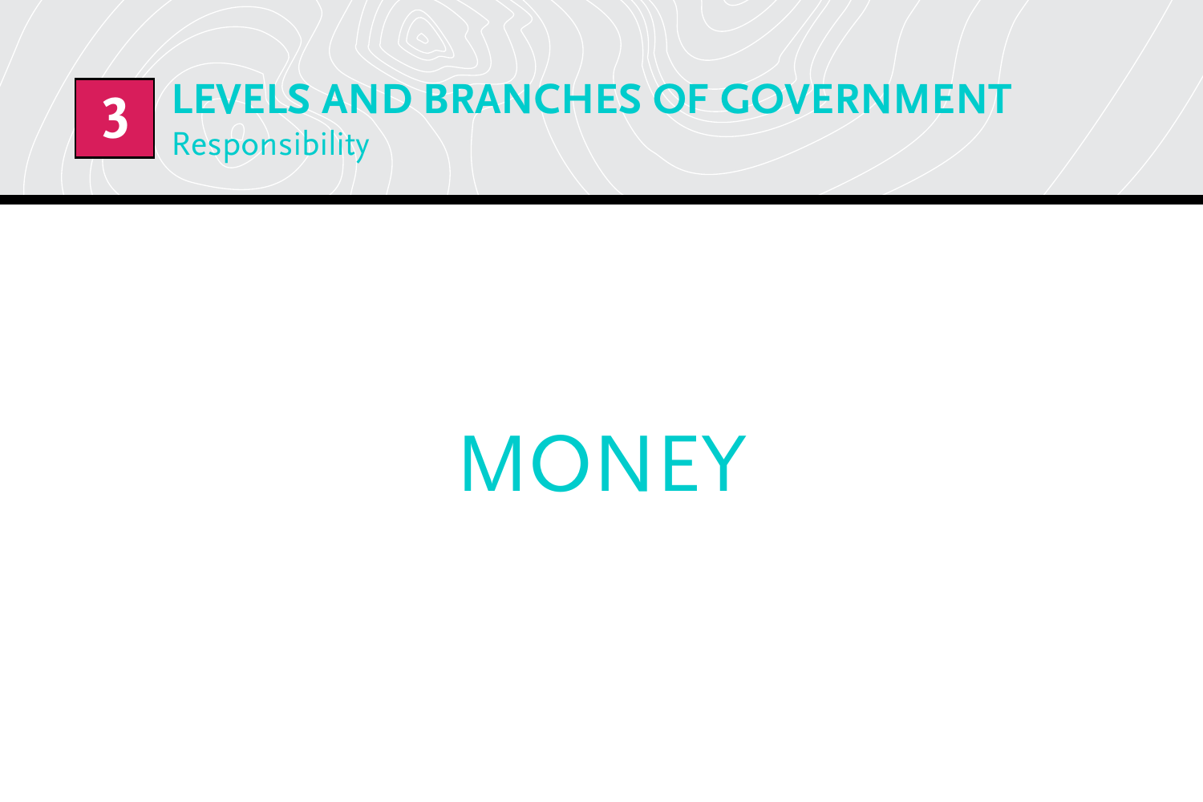# 3 LEVELS AND BRANCHES OF GOVERNMENT

Responsibility

## MONEY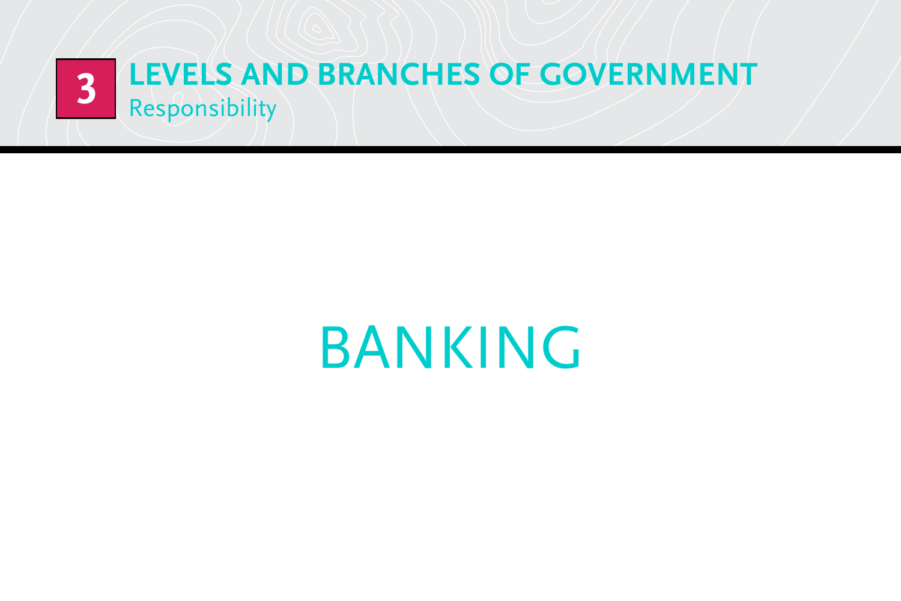## 3 LEVELS AND BRANCHES OF GOVERNMENT

Responsibility

# BANKING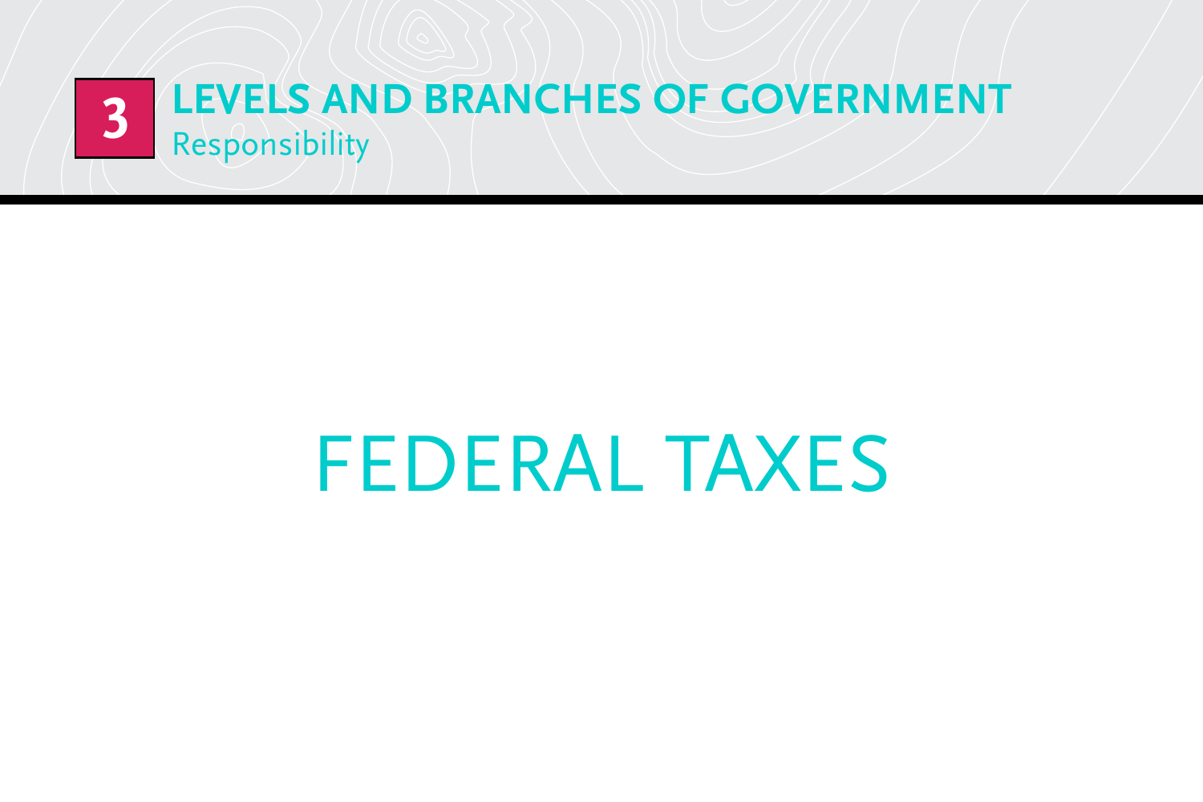# FEDERAL TAXES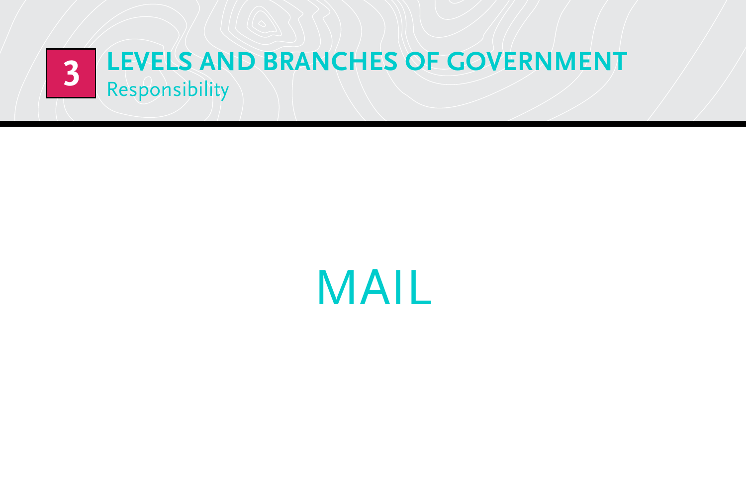# 3 LEVELS AND BRANCHES OF GOVERNMENT

## Responsibility

MAIL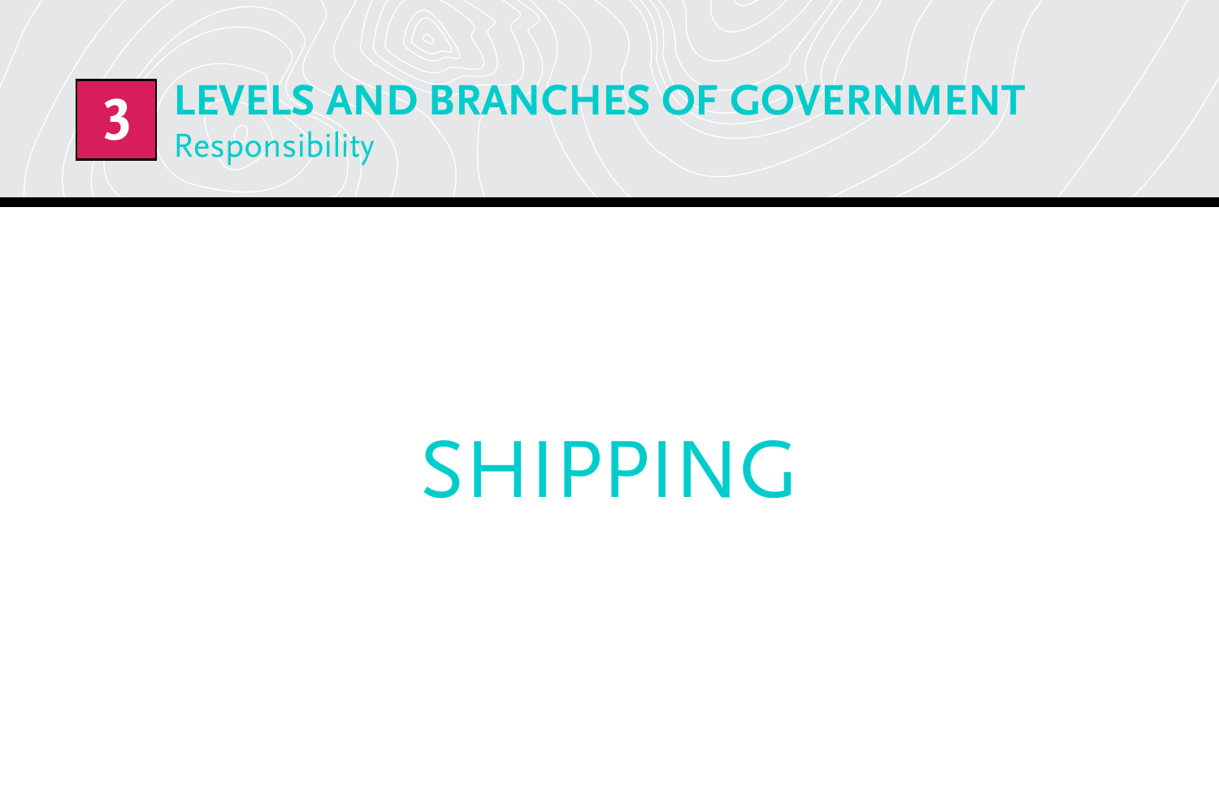# 3 LEVELS AND BRANCHES OF GOVERNMENT

## Responsibility

# SHIPPING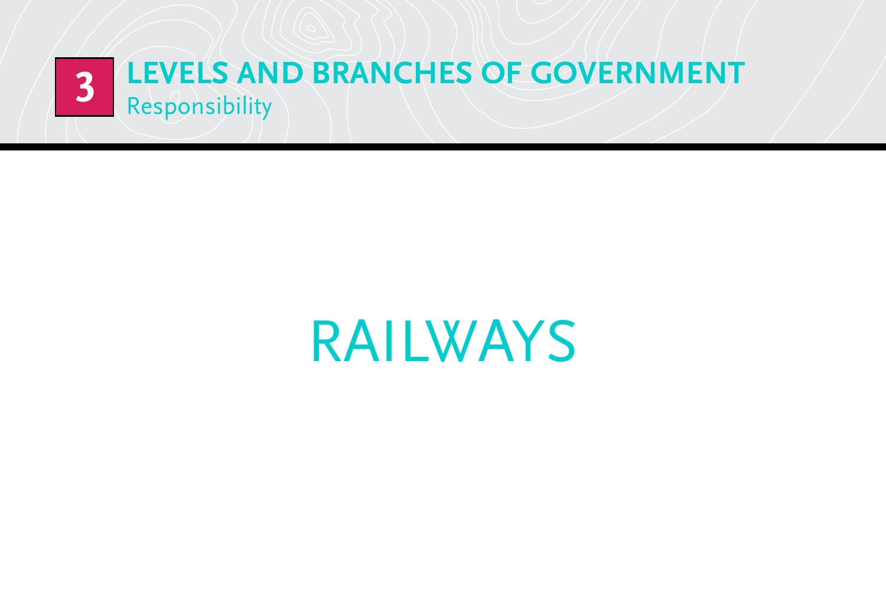# RAILWAYS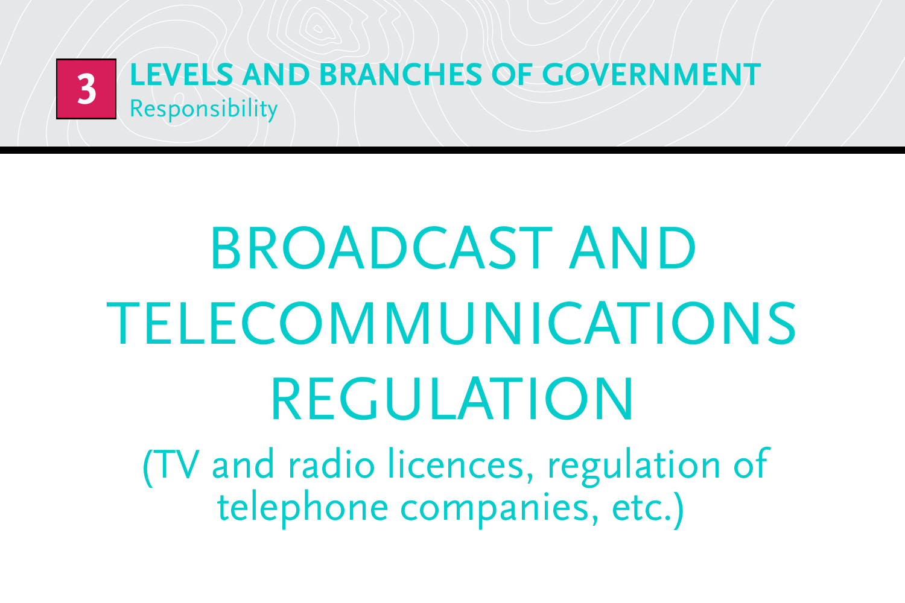**3** **LEVELS AND BRANCHES OF GOVERNMENT**
Responsibility

# BROADCAST AND TELECOMMUNICATIONS REGULATION

(TV and radio licences, regulation of telephone companies, etc.)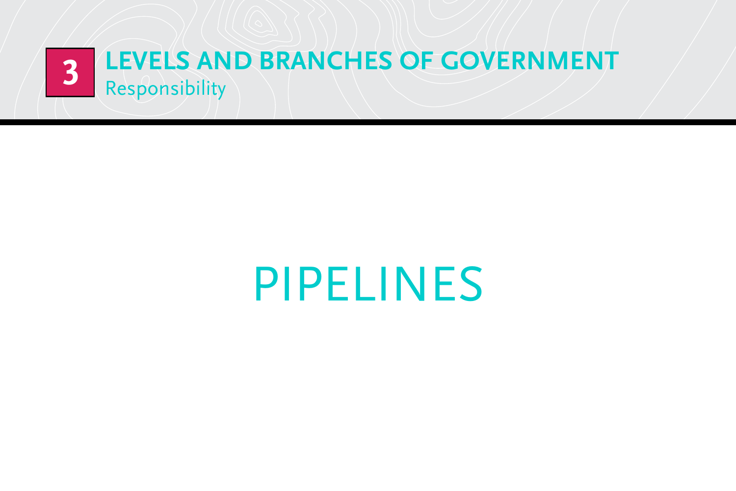3

# LEVELS AND BRANCHES OF GOVERNMENT

Responsibility

# PIPELINES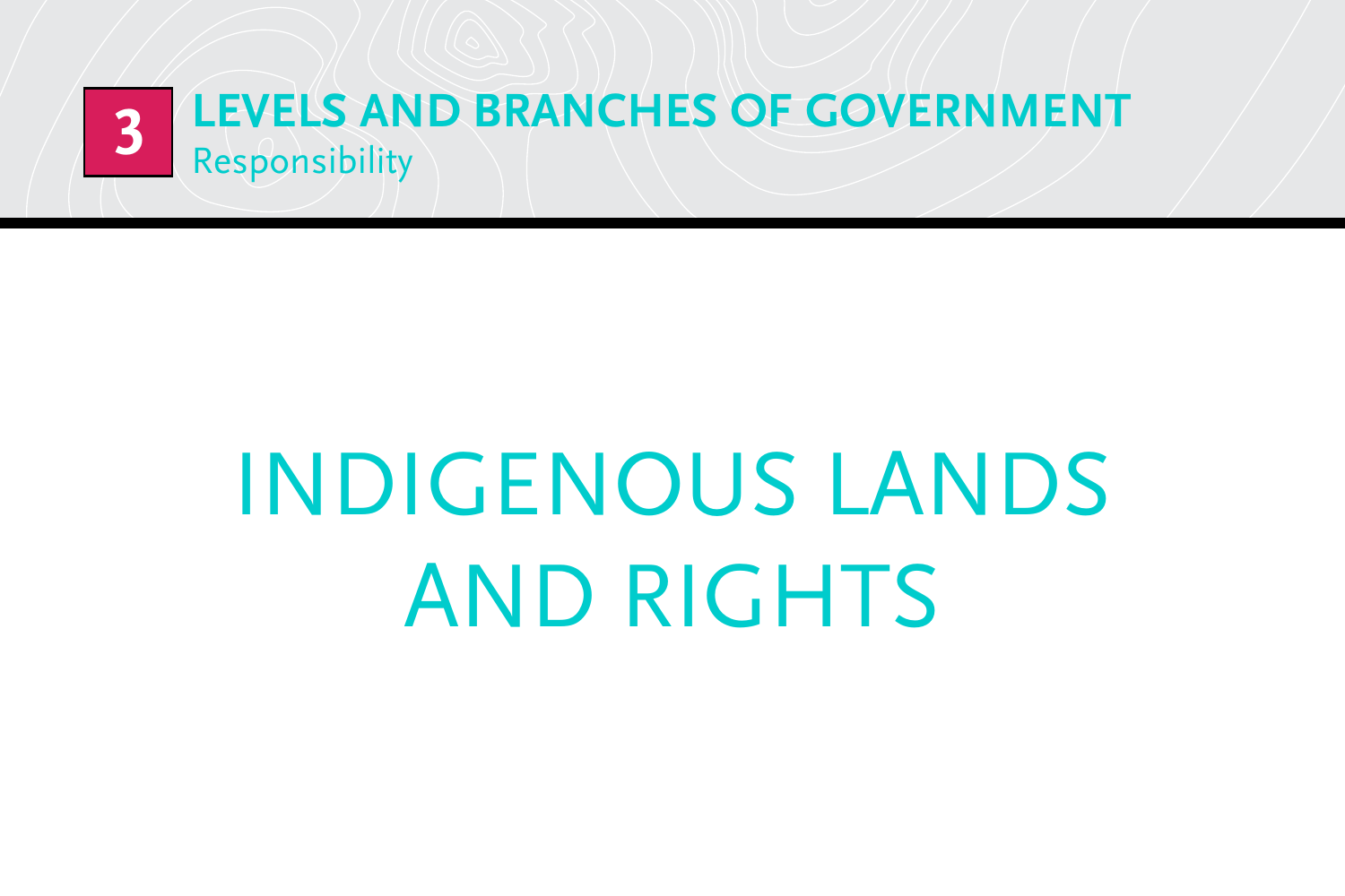3 **LEVELS AND BRANCHES OF GOVERNMENT**
Responsibility

# INDIGENOUS LANDS AND RIGHTS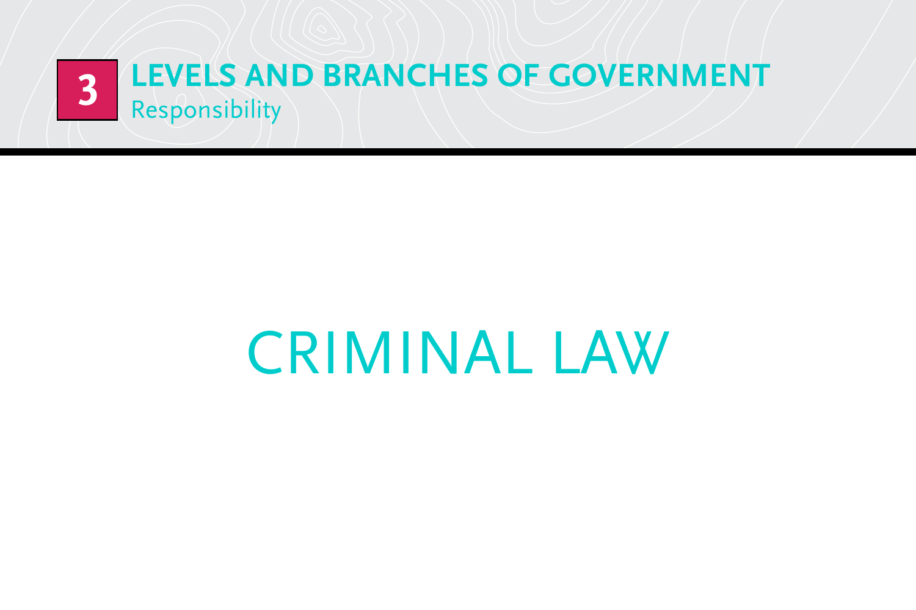# 3 LEVELS AND BRANCHES OF GOVERNMENT

Responsibility

# CRIMINAL LAW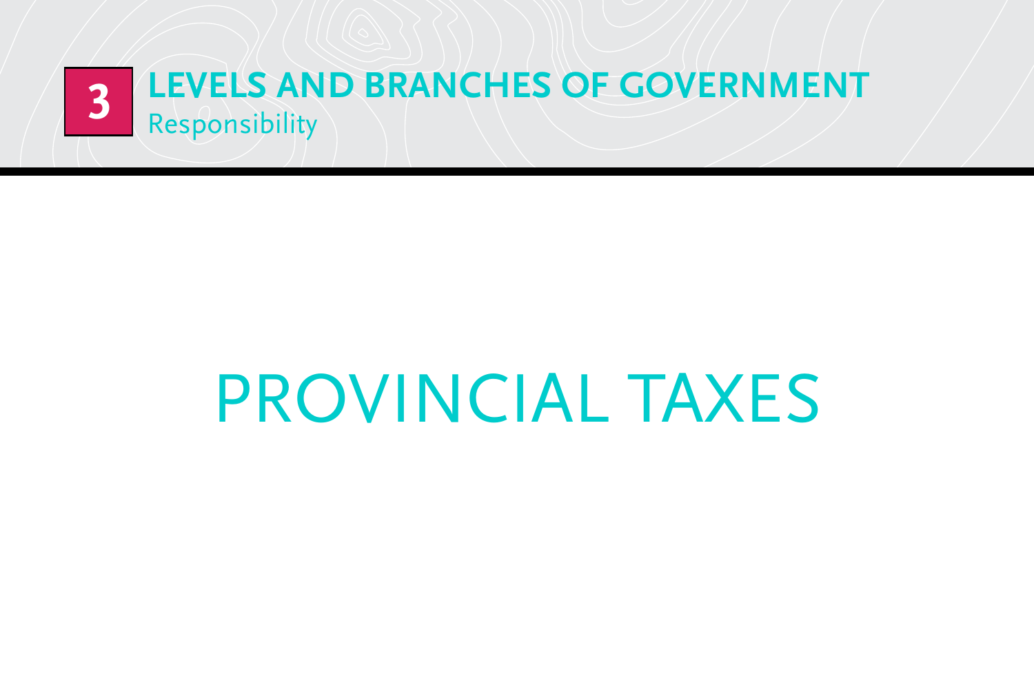# PROVINCIAL TAXES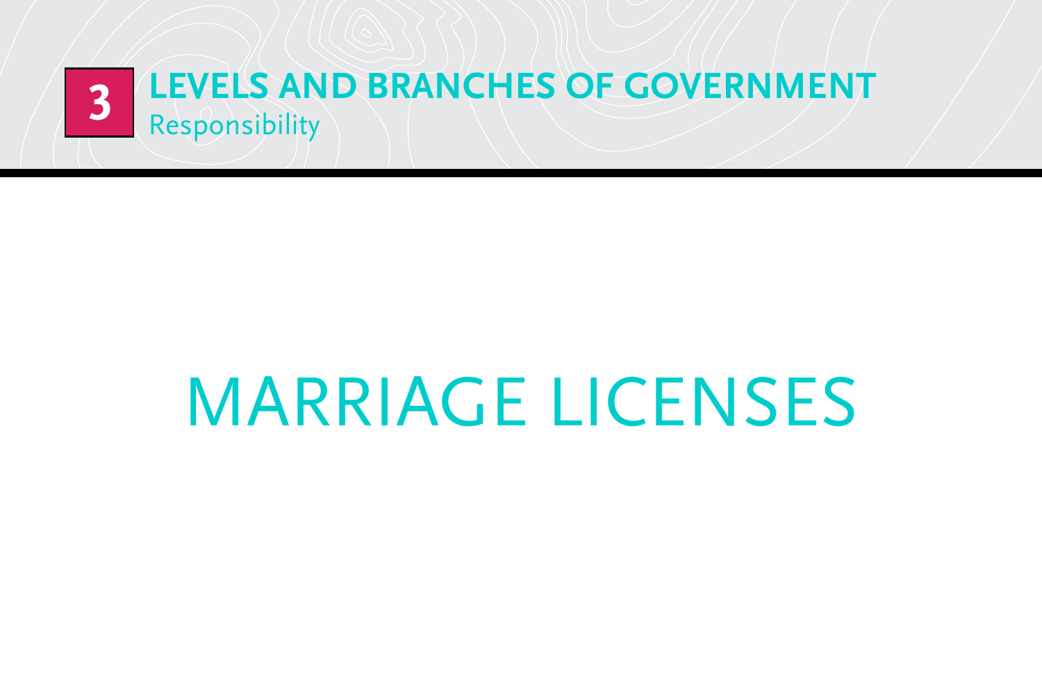# MARRIAGE LICENSES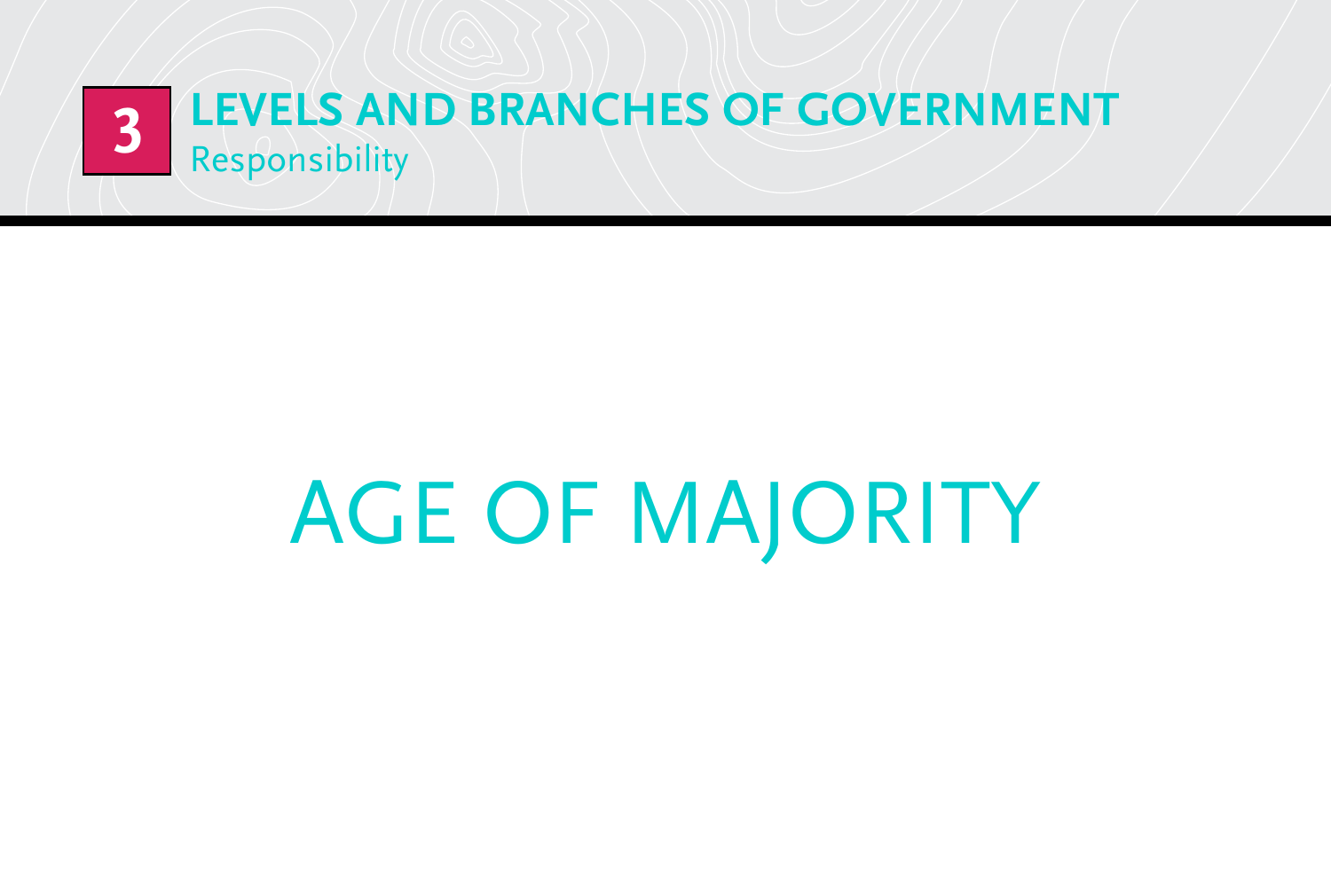# AGE OF MAJORITY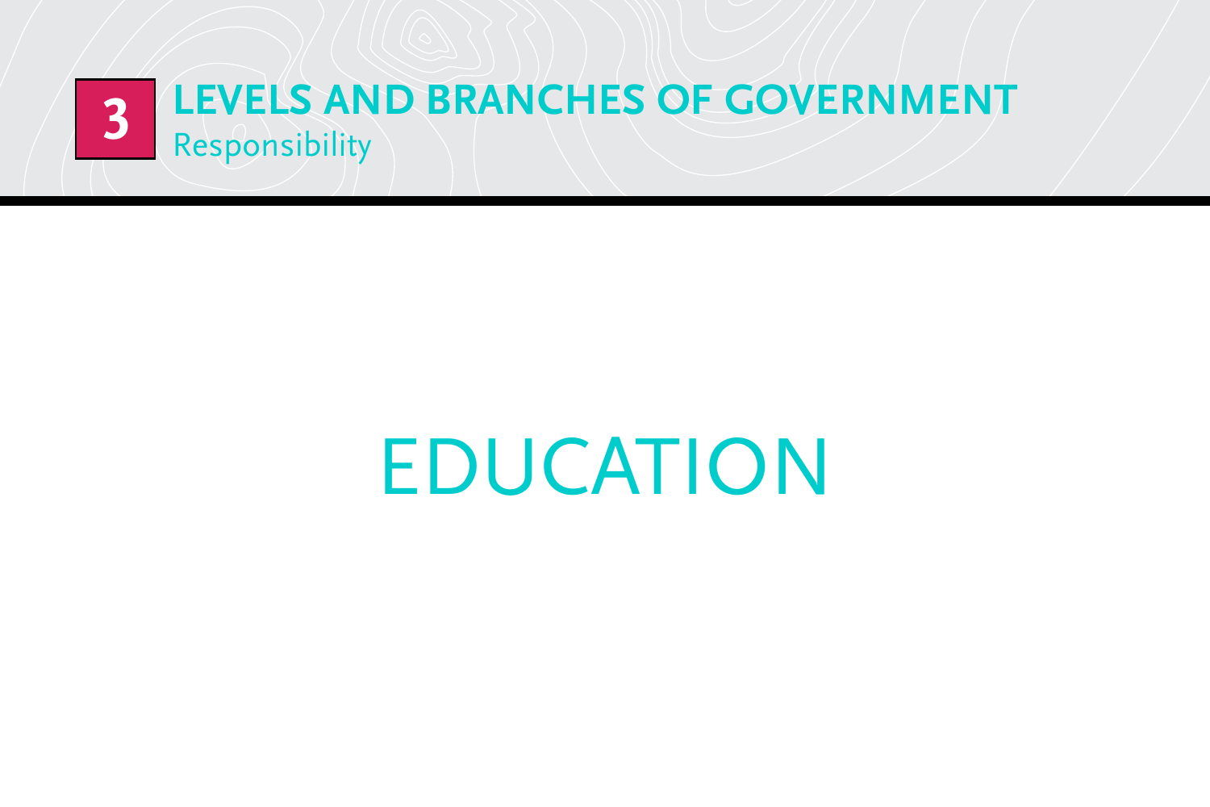# 3 LEVELS AND BRANCHES OF GOVERNMENT

Responsibility

## EDUCATION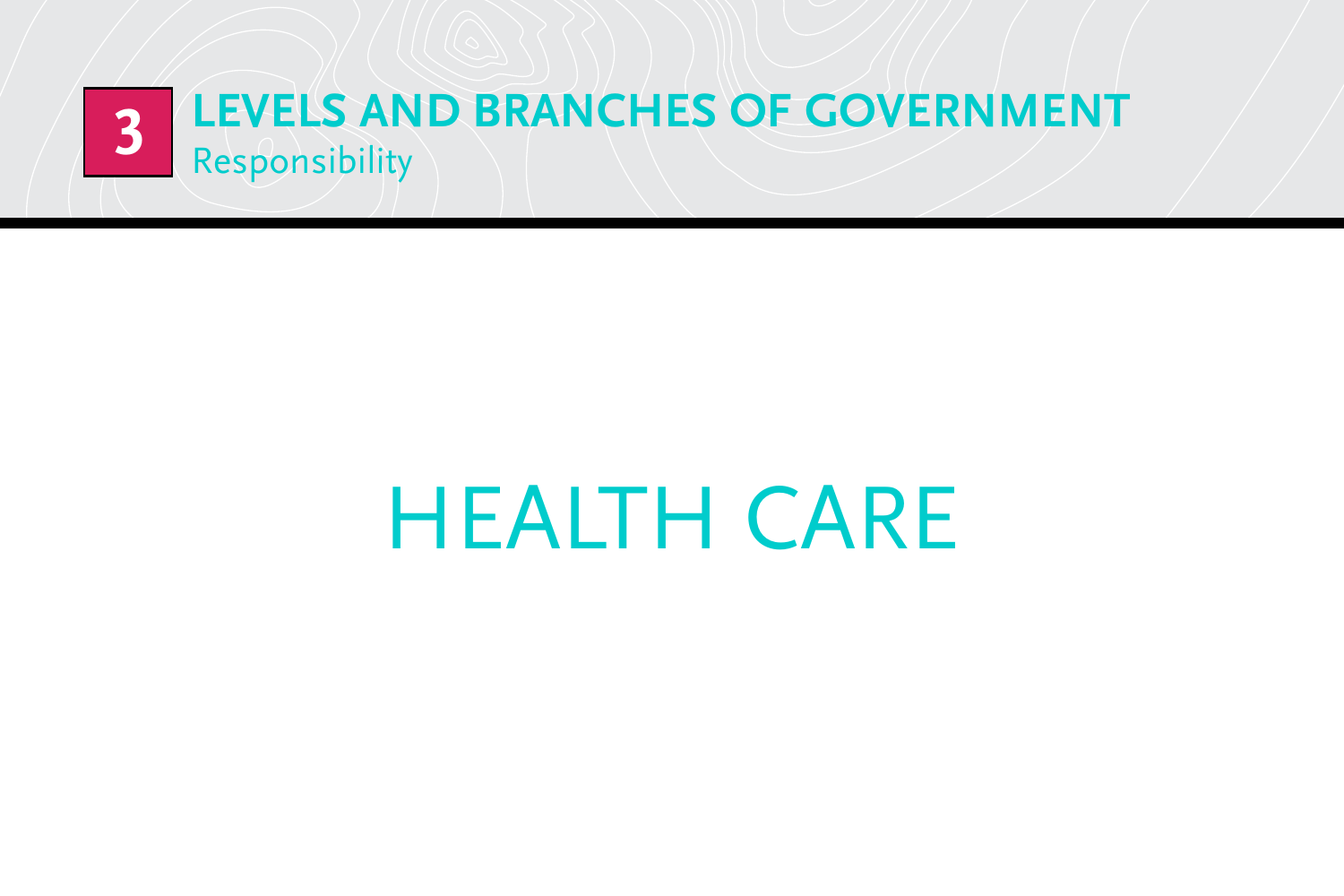**3** **LEVELS AND BRANCHES OF GOVERNMENT**
Responsibility

# HEALTH CARE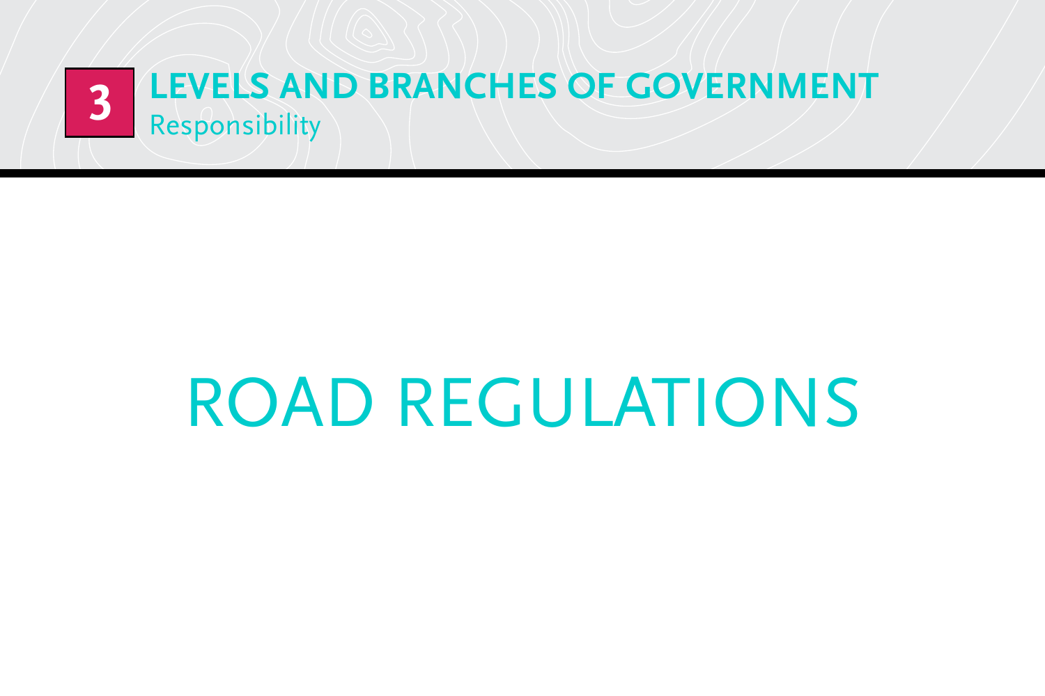3 LEVELS AND BRANCHES OF GOVERNMENT
Responsibility

# ROAD REGULATIONS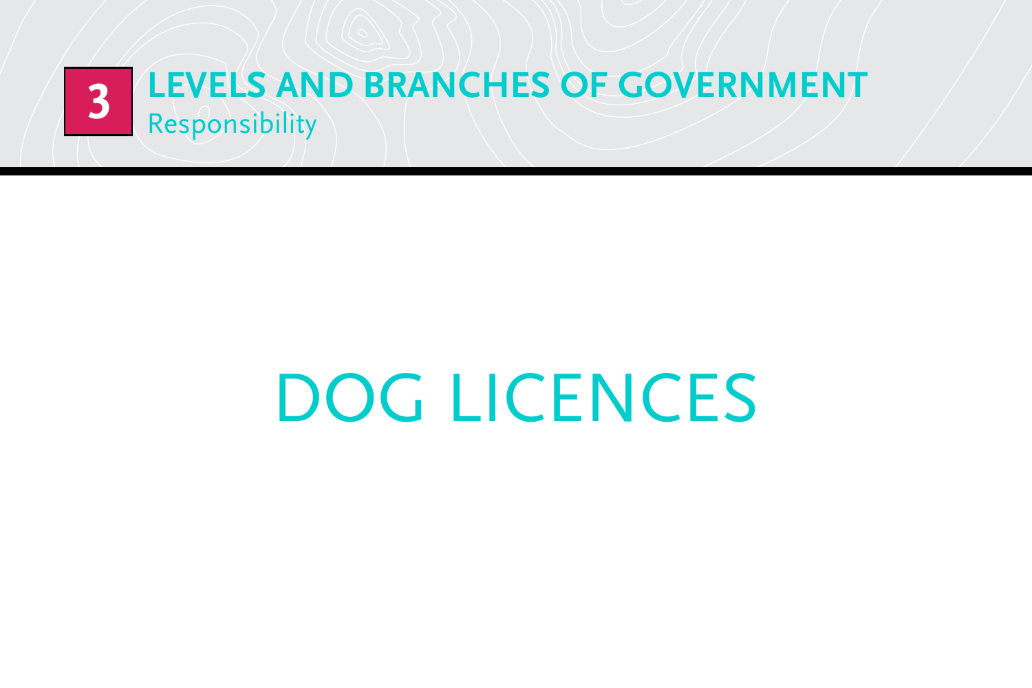# 3 LEVELS AND BRANCHES OF GOVERNMENT

Responsibility

## DOG LICENCES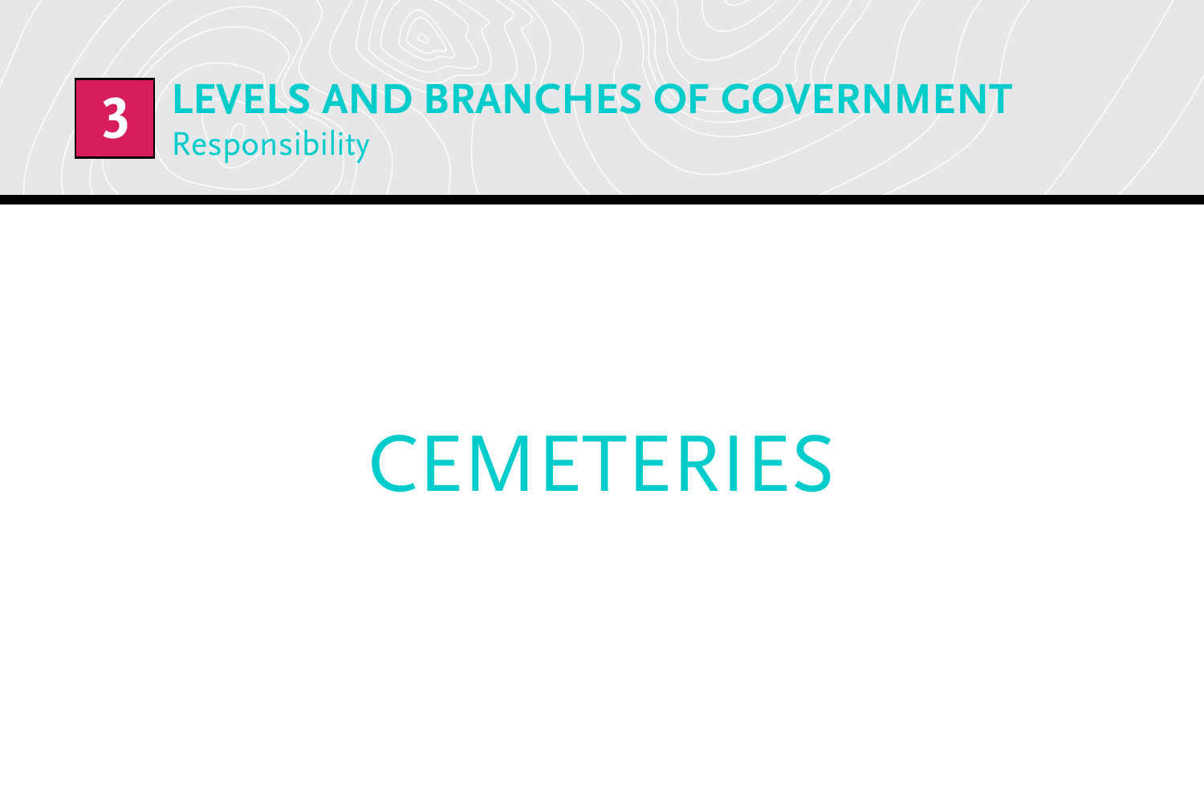# 3 LEVELS AND BRANCHES OF GOVERNMENT

Responsibility

## CEMETERIES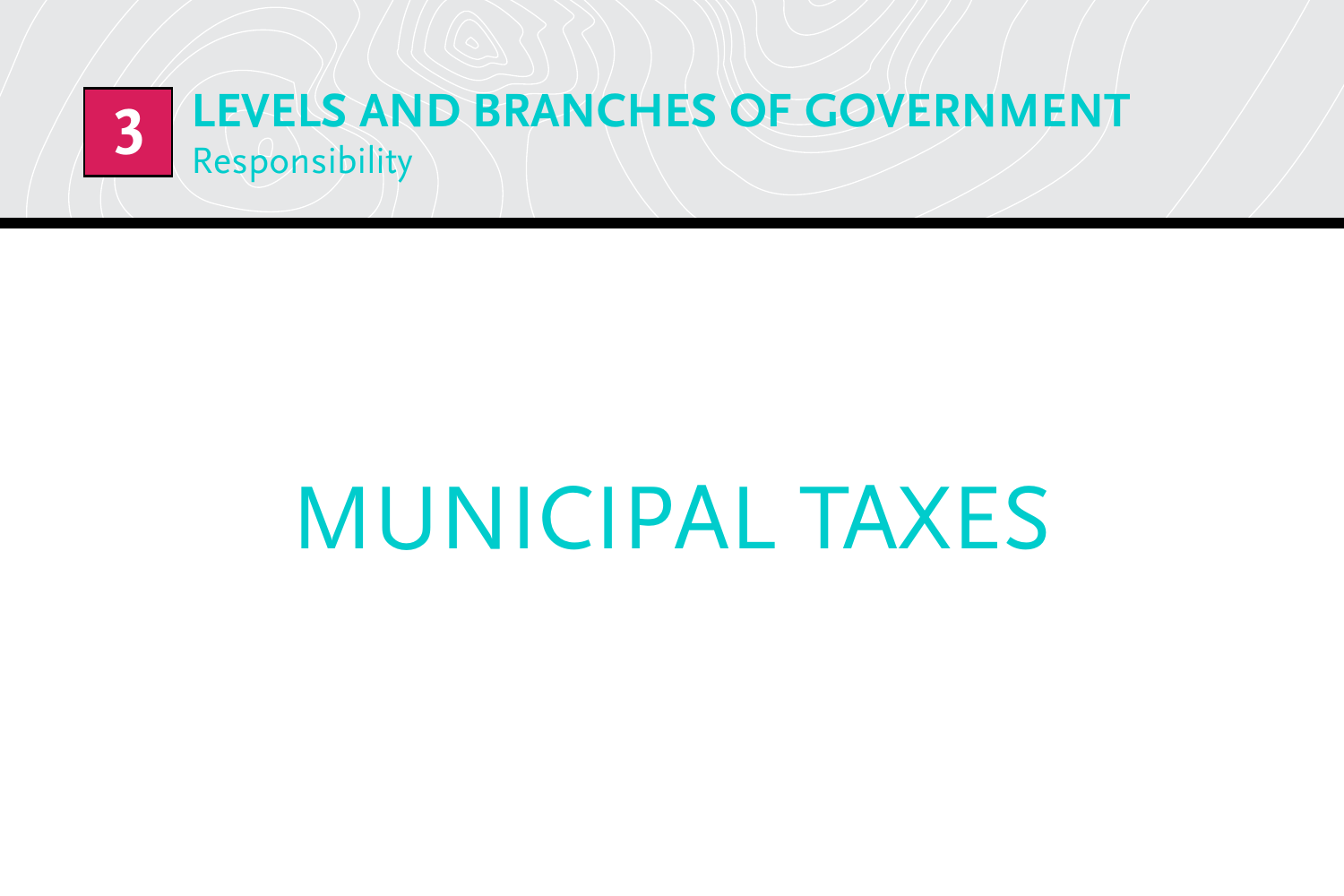# 3 LEVELS AND BRANCHES OF GOVERNMENT

Responsibility

# MUNICIPAL TAXES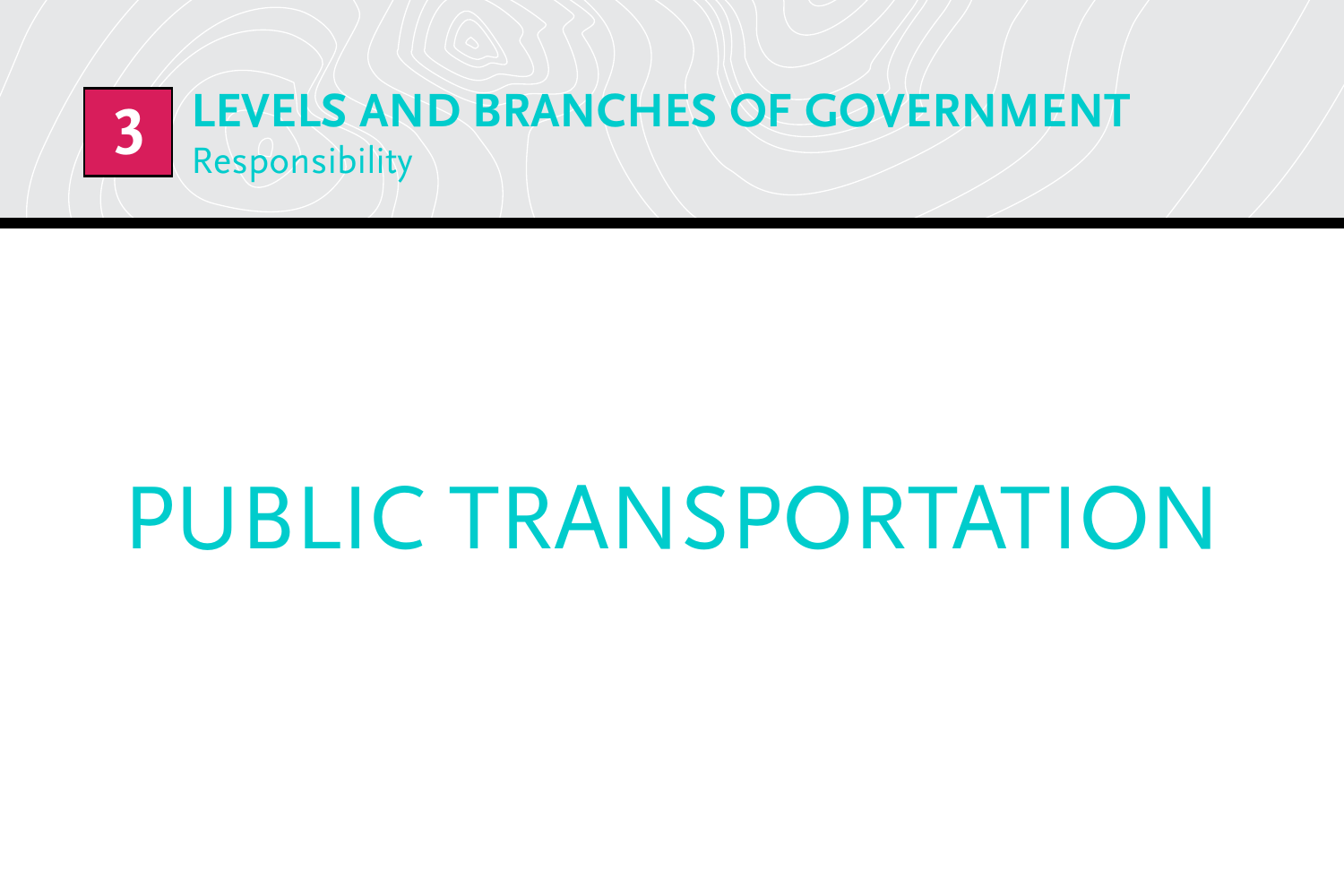**3** **LEVELS AND BRANCHES OF GOVERNMENT**
Responsibility

# PUBLIC TRANSPORTATION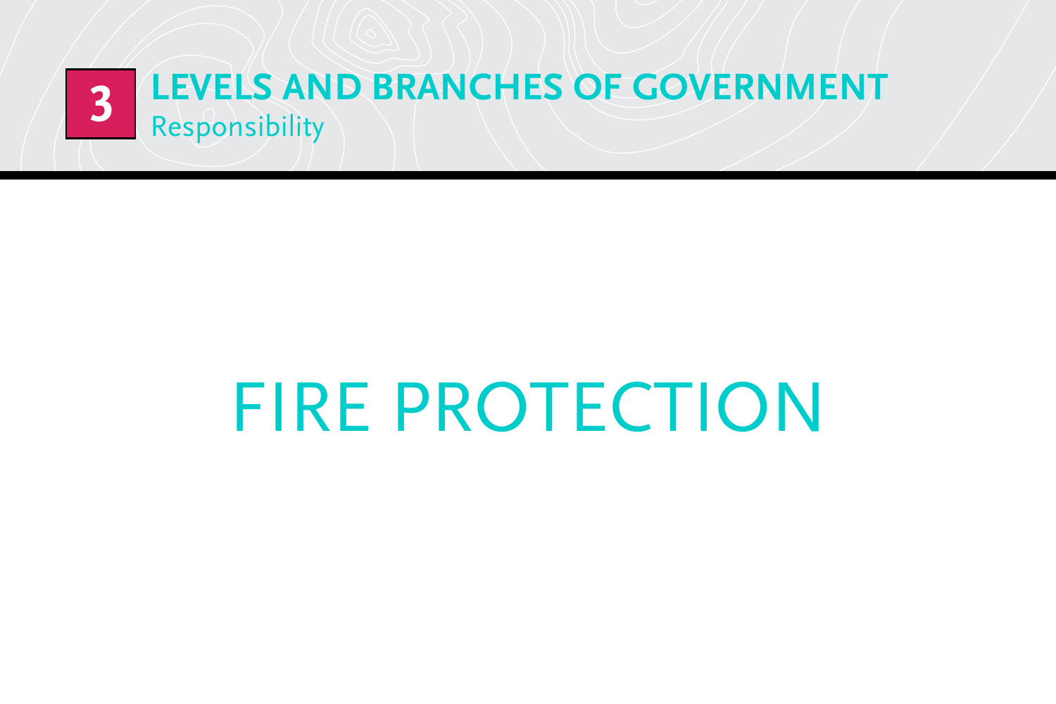# 3 LEVELS AND BRANCHES OF GOVERNMENT

Responsibility

# FIRE PROTECTION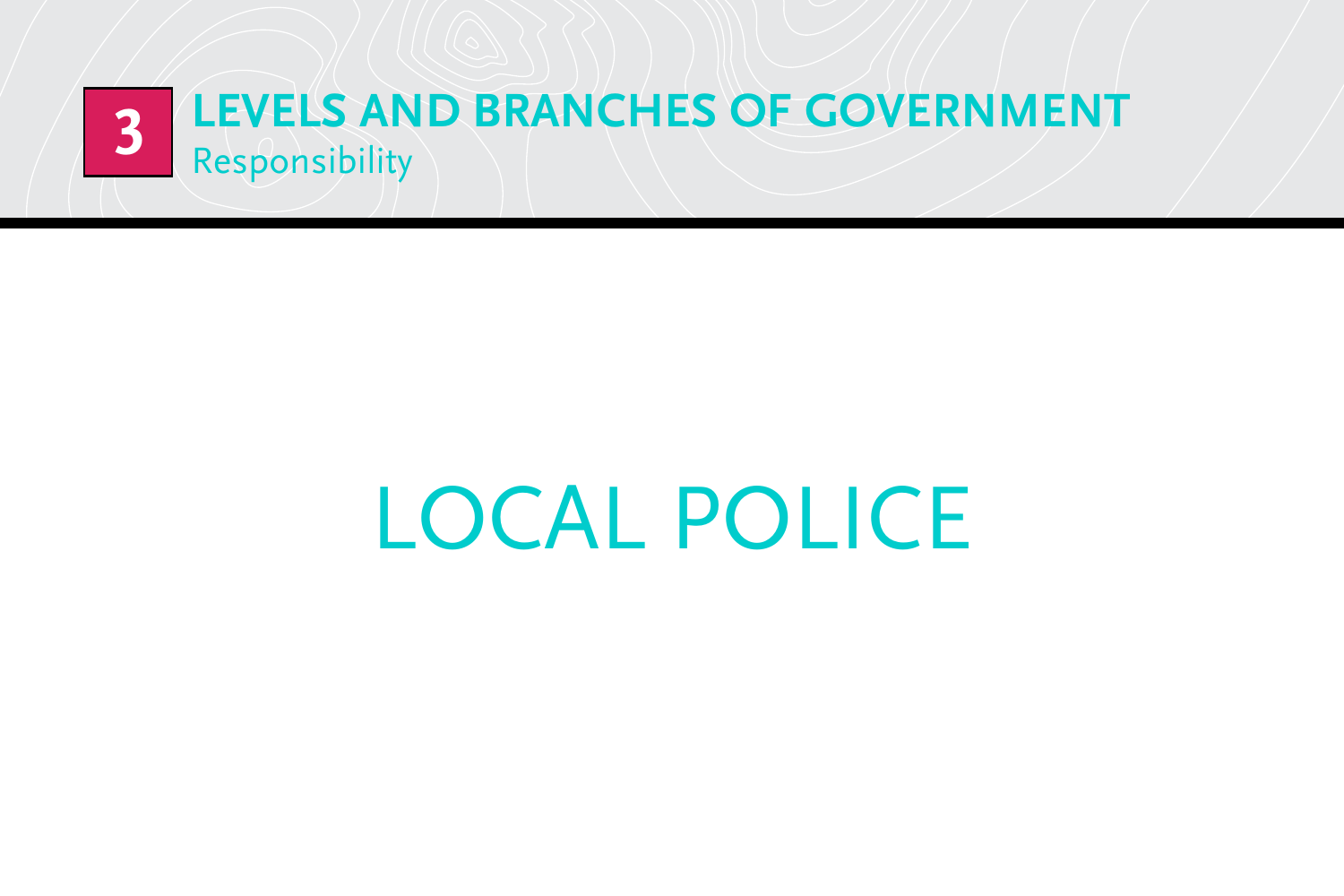# 3 LEVELS AND BRANCHES OF GOVERNMENT

Responsibility

## LOCAL POLICE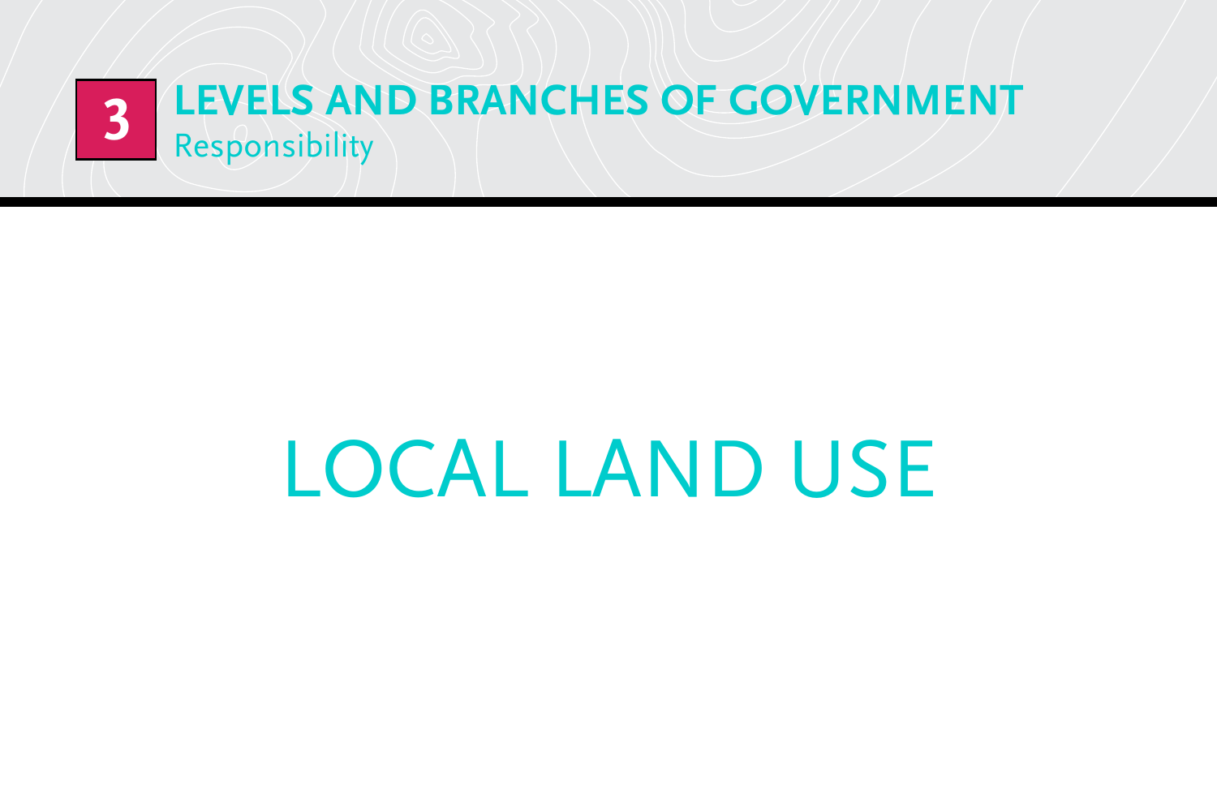3

# LEVELS AND BRANCHES OF GOVERNMENT

Responsibility

# LOCAL LAND USE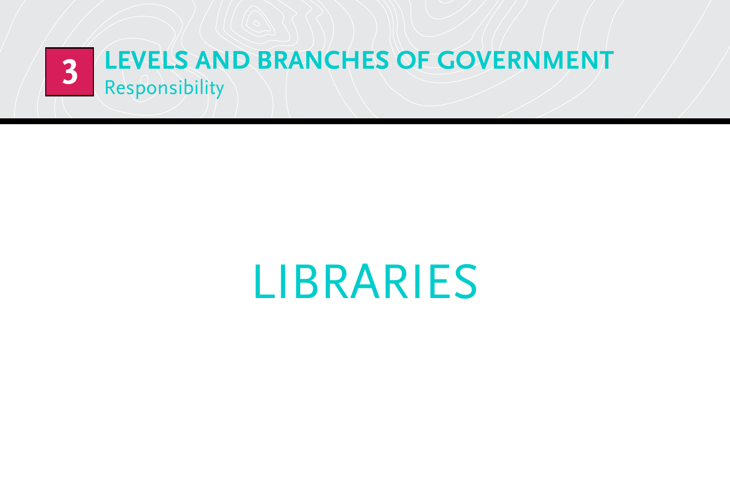# LIBRARIES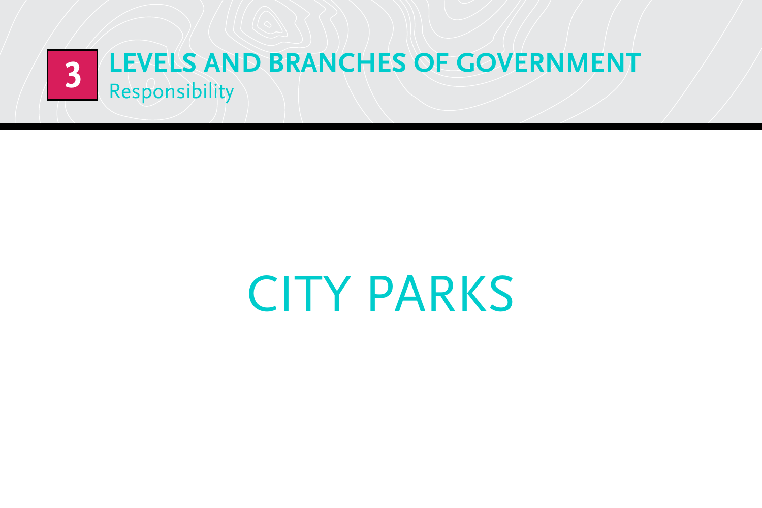**3** LEVELS AND BRANCHES OF GOVERNMENT
Responsibility

# CITY PARKS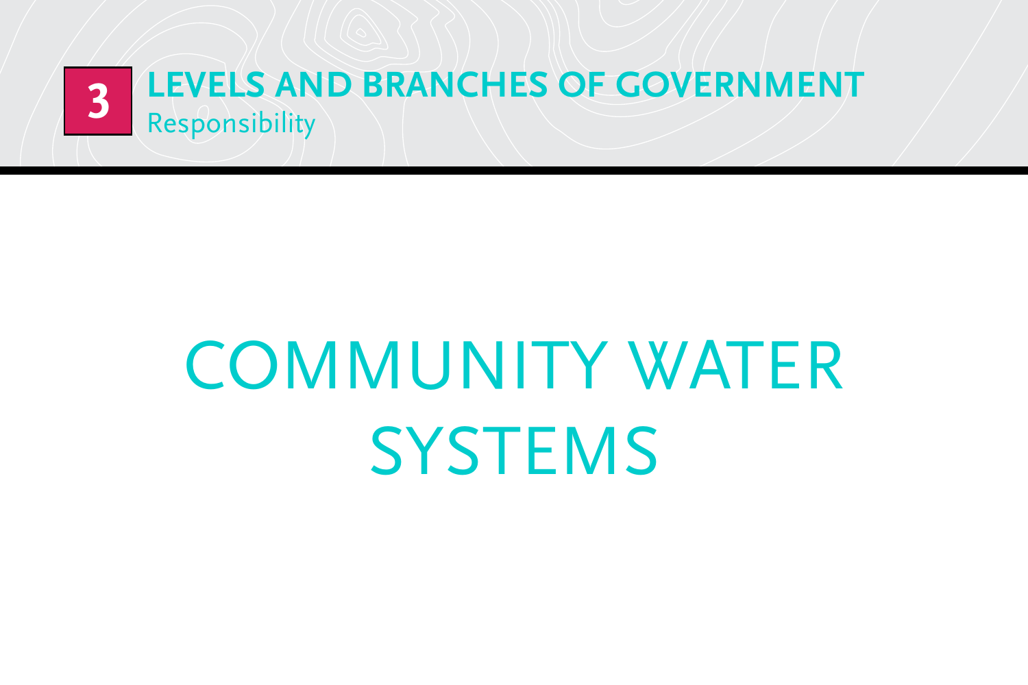3

**LEVELS AND BRANCHES OF GOVERNMENT**

Responsibility

# COMMUNITY WATER SYSTEMS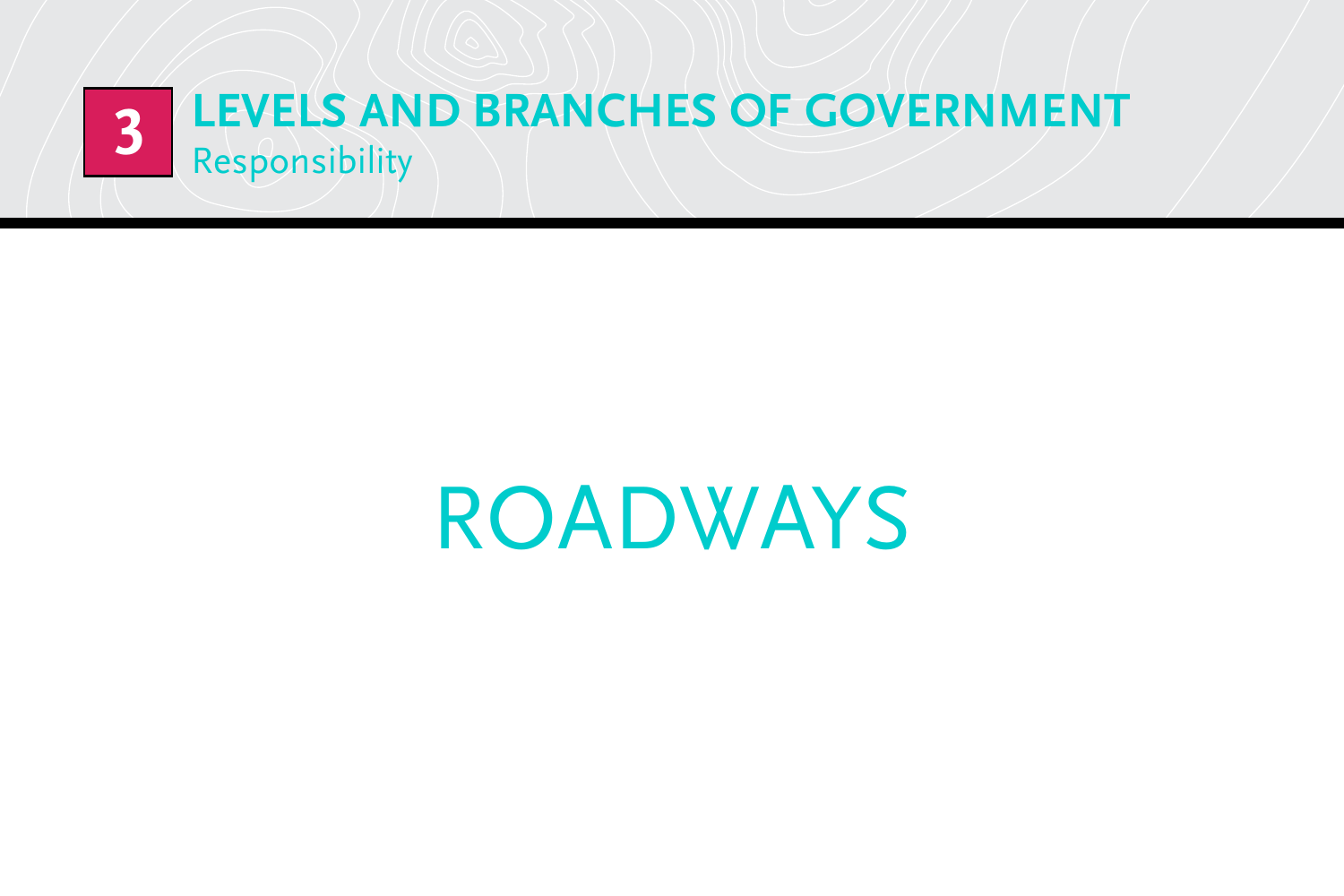# 3 LEVELS AND BRANCHES OF GOVERNMENT

## Responsibility

# ROADWAYS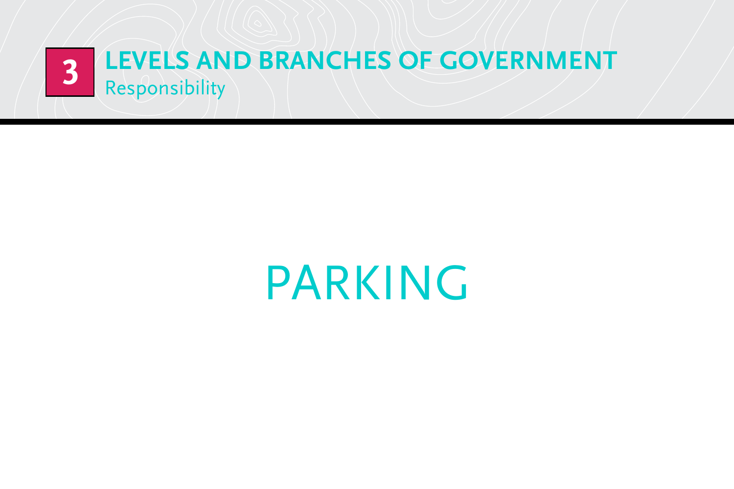# 3 LEVELS AND BRANCHES OF GOVERNMENT

Responsibility

PARKING